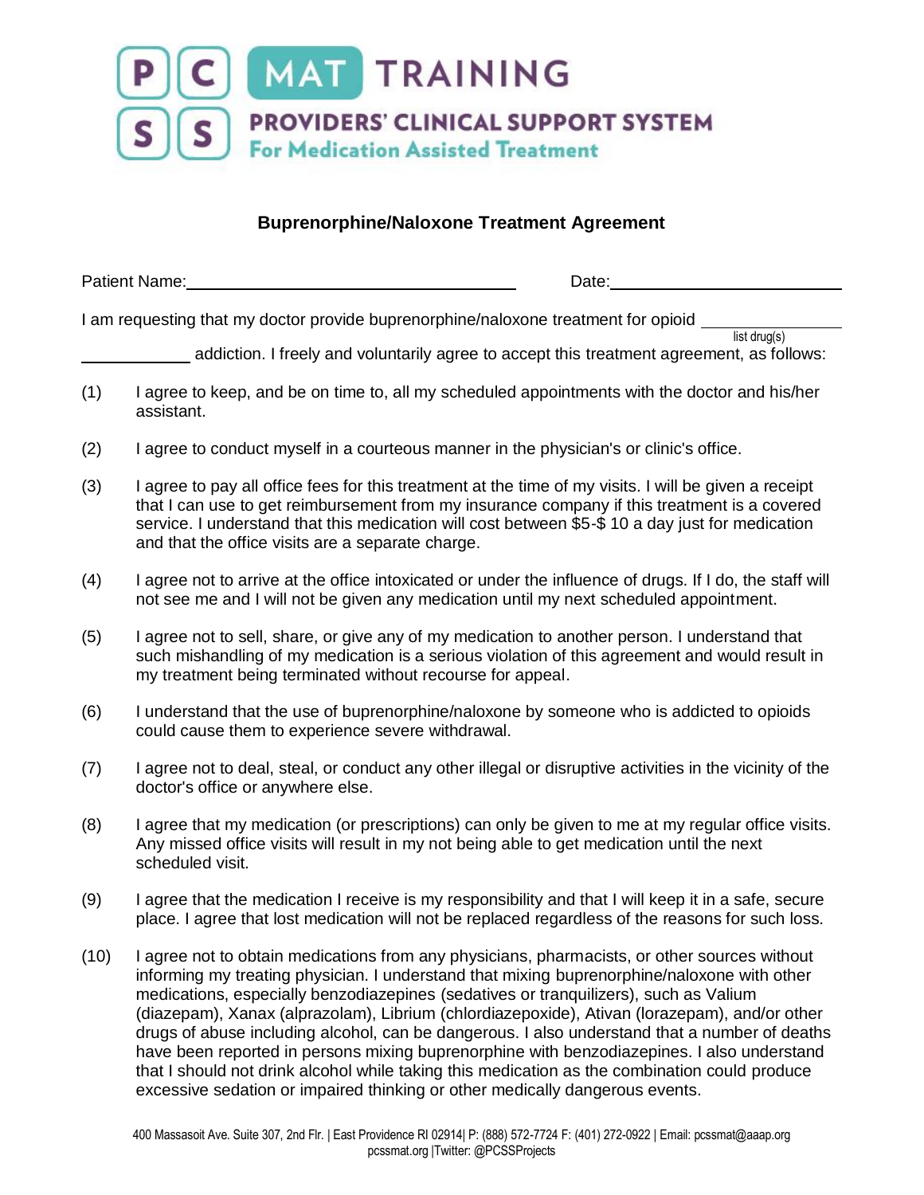**PCSS MAT TRAINING**
**PROVIDERS' CLINICAL SUPPORT SYSTEM**
**For Medication Assisted Treatment**

## Buprenorphine/Naloxone Treatment Agreement

Patient Name:_______________________________ Date:______________________

I am requesting that my doctor provide buprenorphine/naloxone treatment for opioid ______________ (list drug(s)) ____________ addiction. I freely and voluntarily agree to accept this treatment agreement, as follows:

(1) I agree to keep, and be on time to, all my scheduled appointments with the doctor and his/her assistant.

(2) I agree to conduct myself in a courteous manner in the physician's or clinic's office.

(3) I agree to pay all office fees for this treatment at the time of my visits. I will be given a receipt that I can use to get reimbursement from my insurance company if this treatment is a covered service. I understand that this medication will cost between $5-$ 10 a day just for medication and that the office visits are a separate charge.

(4) I agree not to arrive at the office intoxicated or under the influence of drugs. If I do, the staff will not see me and I will not be given any medication until my next scheduled appointment.

(5) I agree not to sell, share, or give any of my medication to another person. I understand that such mishandling of my medication is a serious violation of this agreement and would result in my treatment being terminated without recourse for appeal.

(6) I understand that the use of buprenorphine/naloxone by someone who is addicted to opioids could cause them to experience severe withdrawal.

(7) I agree not to deal, steal, or conduct any other illegal or disruptive activities in the vicinity of the doctor's office or anywhere else.

(8) I agree that my medication (or prescriptions) can only be given to me at my regular office visits. Any missed office visits will result in my not being able to get medication until the next scheduled visit.

(9) I agree that the medication I receive is my responsibility and that I will keep it in a safe, secure place. I agree that lost medication will not be replaced regardless of the reasons for such loss.

(10) I agree not to obtain medications from any physicians, pharmacists, or other sources without informing my treating physician. I understand that mixing buprenorphine/naloxone with other medications, especially benzodiazepines (sedatives or tranquilizers), such as Valium (diazepam), Xanax (alprazolam), Librium (chlordiazepoxide), Ativan (lorazepam), and/or other drugs of abuse including alcohol, can be dangerous. I also understand that a number of deaths have been reported in persons mixing buprenorphine with benzodiazepines. I also understand that I should not drink alcohol while taking this medication as the combination could produce excessive sedation or impaired thinking or other medically dangerous events.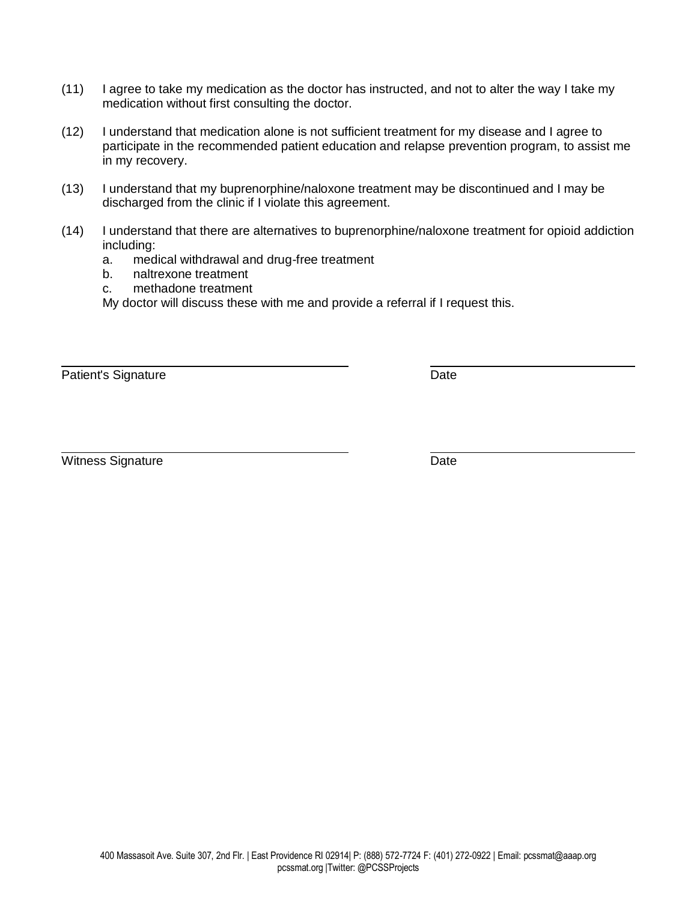(11) I agree to take my medication as the doctor has instructed, and not to alter the way I take my medication without first consulting the doctor.

(12) I understand that medication alone is not sufficient treatment for my disease and I agree to participate in the recommended patient education and relapse prevention program, to assist me in my recovery.

(13) I understand that my buprenorphine/naloxone treatment may be discontinued and I may be discharged from the clinic if I violate this agreement.

(14) I understand that there are alternatives to buprenorphine/naloxone treatment for opioid addiction including:

  a. medical withdrawal and drug-free treatment
  b. naltrexone treatment
  c. methadone treatment

  My doctor will discuss these with me and provide a referral if I request this.

\_\_\_\_\_\_\_\_\_\_\_\_\_\_\_\_\_\_\_\_\_\_\_\_\_\_\_\_\_\_\_\_\_\_\_\_\_\_ \_\_\_\_\_\_\_\_\_\_\_\_\_\_\_\_\_\_\_\_\_\_\_\_\_\_\_\_

Patient's Signature Date

\_\_\_\_\_\_\_\_\_\_\_\_\_\_\_\_\_\_\_\_\_\_\_\_\_\_\_\_\_\_\_\_\_\_\_\_\_\_ \_\_\_\_\_\_\_\_\_\_\_\_\_\_\_\_\_\_\_\_\_\_\_\_\_\_\_\_

Witness Signature Date

400 Massasoit Ave. Suite 307, 2nd Flr. | East Providence RI 02914| P: (888) 572-7724 F: (401) 272-0922 | Email: pcssmat@aaap.org
pcssmat.org |Twitter: @PCSSProjects